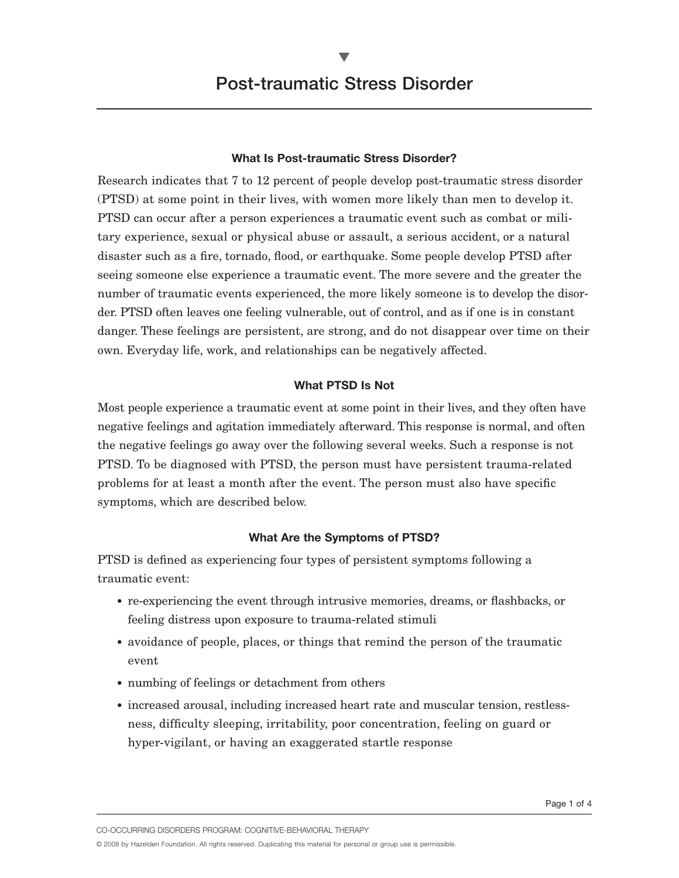# Post-traumatic Stress Disorder

### What Is Post-traumatic Stress Disorder?

Research indicates that 7 to 12 percent of people develop post-traumatic stress disorder (PTSD) at some point in their lives, with women more likely than men to develop it. PTSD can occur after a person experiences a traumatic event such as combat or military experience, sexual or physical abuse or assault, a serious accident, or a natural disaster such as a fire, tornado, flood, or earthquake. Some people develop PTSD after seeing someone else experience a traumatic event. The more severe and the greater the number of traumatic events experienced, the more likely someone is to develop the disorder. PTSD often leaves one feeling vulnerable, out of control, and as if one is in constant danger. These feelings are persistent, are strong, and do not disappear over time on their own. Everyday life, work, and relationships can be negatively affected.

### What PTSD Is Not

Most people experience a traumatic event at some point in their lives, and they often have negative feelings and agitation immediately afterward. This response is normal, and often the negative feelings go away over the following several weeks. Such a response is not PTSD. To be diagnosed with PTSD, the person must have persistent trauma-related problems for at least a month after the event. The person must also have specific symptoms, which are described below.

### What Are the Symptoms of PTSD?

PTSD is defined as experiencing four types of persistent symptoms following a traumatic event:

- re-experiencing the event through intrusive memories, dreams, or flashbacks, or feeling distress upon exposure to trauma-related stimuli
- avoidance of people, places, or things that remind the person of the traumatic event
- numbing of feelings or detachment from others
- increased arousal, including increased heart rate and muscular tension, restlessness, difficulty sleeping, irritability, poor concentration, feeling on guard or hyper-vigilant, or having an exaggerated startle response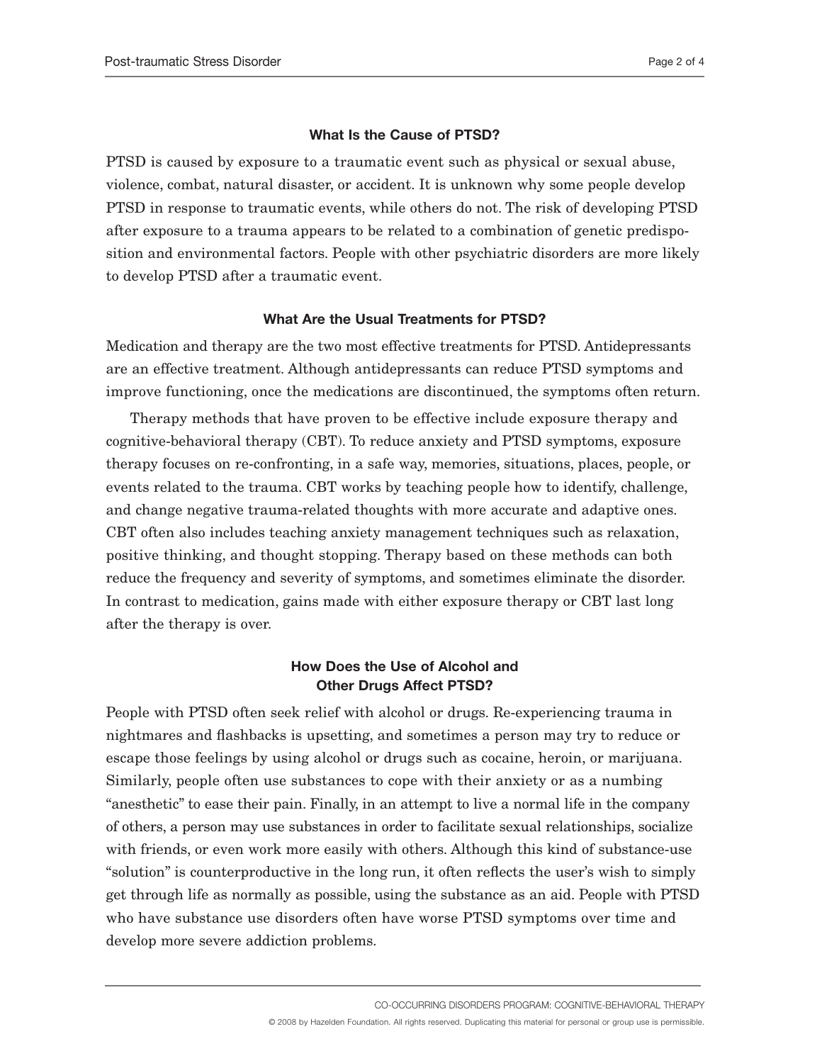### What Is the Cause of PTSD?

PTSD is caused by exposure to a traumatic event such as physical or sexual abuse, violence, combat, natural disaster, or accident. It is unknown why some people develop PTSD in response to traumatic events, while others do not. The risk of developing PTSD after exposure to a trauma appears to be related to a combination of genetic predisposition and environmental factors. People with other psychiatric disorders are more likely to develop PTSD after a traumatic event.

### What Are the Usual Treatments for PTSD?

Medication and therapy are the two most effective treatments for PTSD. Antidepressants are an effective treatment. Although antidepressants can reduce PTSD symptoms and improve functioning, once the medications are discontinued, the symptoms often return.

Therapy methods that have proven to be effective include exposure therapy and cognitive-behavioral therapy (CBT). To reduce anxiety and PTSD symptoms, exposure therapy focuses on re-confronting, in a safe way, memories, situations, places, people, or events related to the trauma. CBT works by teaching people how to identify, challenge, and change negative trauma-related thoughts with more accurate and adaptive ones. CBT often also includes teaching anxiety management techniques such as relaxation, positive thinking, and thought stopping. Therapy based on these methods can both reduce the frequency and severity of symptoms, and sometimes eliminate the disorder. In contrast to medication, gains made with either exposure therapy or CBT last long after the therapy is over.

### How Does the Use of Alcohol and Other Drugs Affect PTSD?

People with PTSD often seek relief with alcohol or drugs. Re-experiencing trauma in nightmares and flashbacks is upsetting, and sometimes a person may try to reduce or escape those feelings by using alcohol or drugs such as cocaine, heroin, or marijuana. Similarly, people often use substances to cope with their anxiety or as a numbing "anesthetic" to ease their pain. Finally, in an attempt to live a normal life in the company of others, a person may use substances in order to facilitate sexual relationships, socialize with friends, or even work more easily with others. Although this kind of substance-use "solution" is counterproductive in the long run, it often reflects the user's wish to simply get through life as normally as possible, using the substance as an aid. People with PTSD who have substance use disorders often have worse PTSD symptoms over time and develop more severe addiction problems.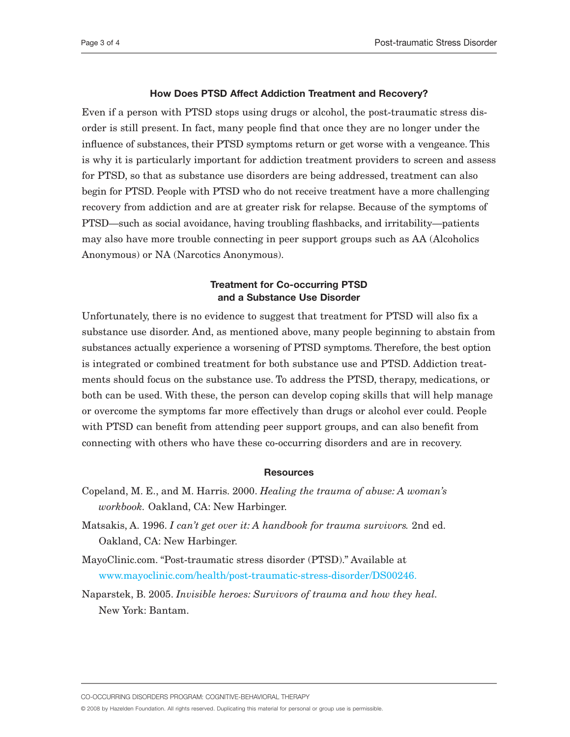## How Does PTSD Affect Addiction Treatment and Recovery?

Even if a person with PTSD stops using drugs or alcohol, the post-traumatic stress disorder is still present. In fact, many people find that once they are no longer under the influence of substances, their PTSD symptoms return or get worse with a vengeance. This is why it is particularly important for addiction treatment providers to screen and assess for PTSD, so that as substance use disorders are being addressed, treatment can also begin for PTSD. People with PTSD who do not receive treatment have a more challenging recovery from addiction and are at greater risk for relapse. Because of the symptoms of PTSD—such as social avoidance, having troubling flashbacks, and irritability—patients may also have more trouble connecting in peer support groups such as AA (Alcoholics Anonymous) or NA (Narcotics Anonymous).

## Treatment for Co-occurring PTSD and a Substance Use Disorder

Unfortunately, there is no evidence to suggest that treatment for PTSD will also fix a substance use disorder. And, as mentioned above, many people beginning to abstain from substances actually experience a worsening of PTSD symptoms. Therefore, the best option is integrated or combined treatment for both substance use and PTSD. Addiction treatments should focus on the substance use. To address the PTSD, therapy, medications, or both can be used. With these, the person can develop coping skills that will help manage or overcome the symptoms far more effectively than drugs or alcohol ever could. People with PTSD can benefit from attending peer support groups, and can also benefit from connecting with others who have these co-occurring disorders and are in recovery.

## Resources

Copeland, M. E., and M. Harris. 2000. *Healing the trauma of abuse: A woman's workbook.* Oakland, CA: New Harbinger.

Matsakis, A. 1996. *I can't get over it: A handbook for trauma survivors.* 2nd ed. Oakland, CA: New Harbinger.

MayoClinic.com. "Post-traumatic stress disorder (PTSD)." Available at www.mayoclinic.com/health/post-traumatic-stress-disorder/DS00246.

Naparstek, B. 2005. *Invisible heroes: Survivors of trauma and how they heal.* New York: Bantam.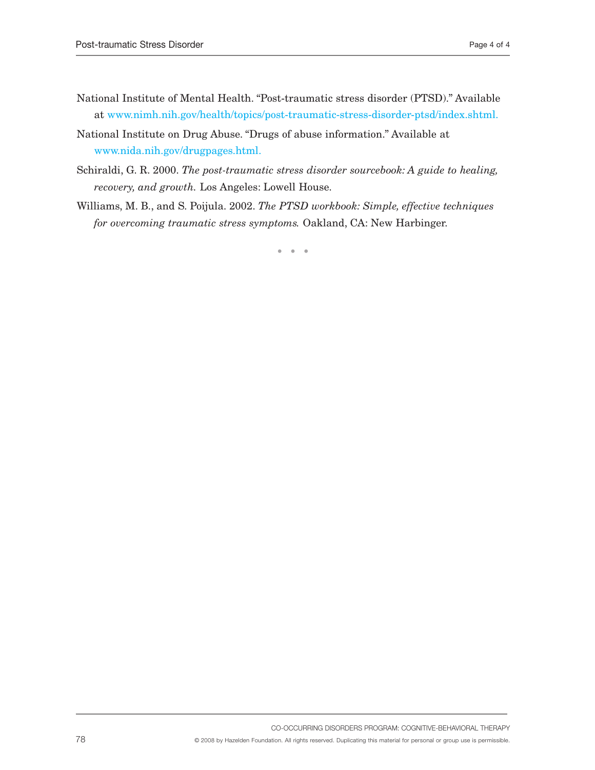National Institute of Mental Health. "Post-traumatic stress disorder (PTSD)." Available at www.nimh.nih.gov/health/topics/post-traumatic-stress-disorder-ptsd/index.shtml.

National Institute on Drug Abuse. "Drugs of abuse information." Available at www.nida.nih.gov/drugpages.html.

Schiraldi, G. R. 2000. *The post-traumatic stress disorder sourcebook: A guide to healing, recovery, and growth.* Los Angeles: Lowell House.

Williams, M. B., and S. Poijula. 2002. *The PTSD workbook: Simple, effective techniques for overcoming traumatic stress symptoms.* Oakland, CA: New Harbinger.

• • •